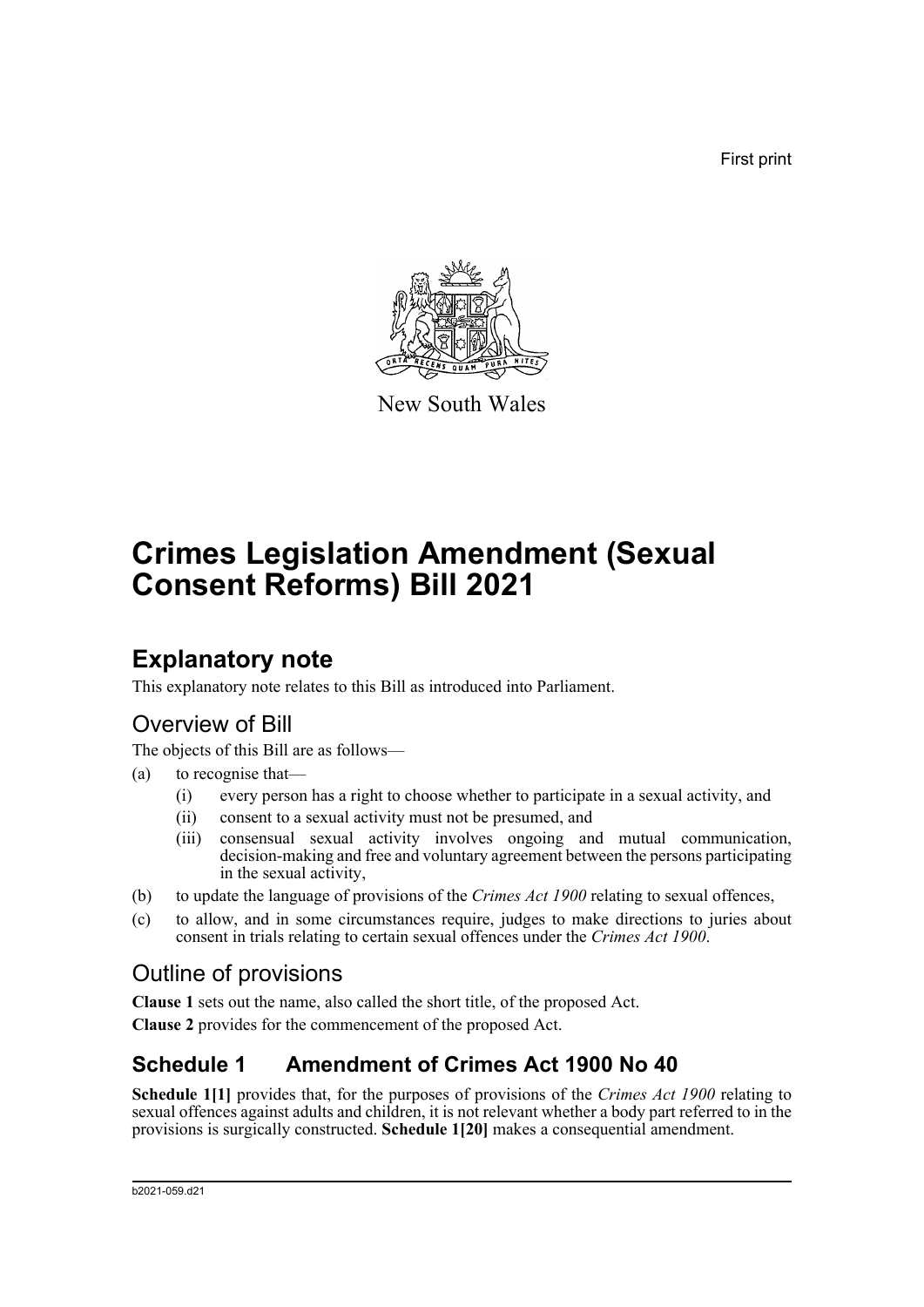First print

New South Wales

# Crimes Legislation Amendment (Sexual Consent Reforms) Bill 2021

## Explanatory note

This explanatory note relates to this Bill as introduced into Parliament.

### Overview of Bill

The objects of this Bill are as follows—

(a) to recognise that—

  (i) every person has a right to choose whether to participate in a sexual activity, and

  (ii) consent to a sexual activity must not be presumed, and

  (iii) consensual sexual activity involves ongoing and mutual communication, decision-making and free and voluntary agreement between the persons participating in the sexual activity,

(b) to update the language of provisions of the *Crimes Act 1900* relating to sexual offences,

(c) to allow, and in some circumstances require, judges to make directions to juries about consent in trials relating to certain sexual offences under the *Crimes Act 1900*.

### Outline of provisions

**Clause 1** sets out the name, also called the short title, of the proposed Act.

**Clause 2** provides for the commencement of the proposed Act.

### Schedule 1 Amendment of Crimes Act 1900 No 40

**Schedule 1[1]** provides that, for the purposes of provisions of the *Crimes Act 1900* relating to sexual offences against adults and children, it is not relevant whether a body part referred to in the provisions is surgically constructed. **Schedule 1[20]** makes a consequential amendment.

b2021-059.d21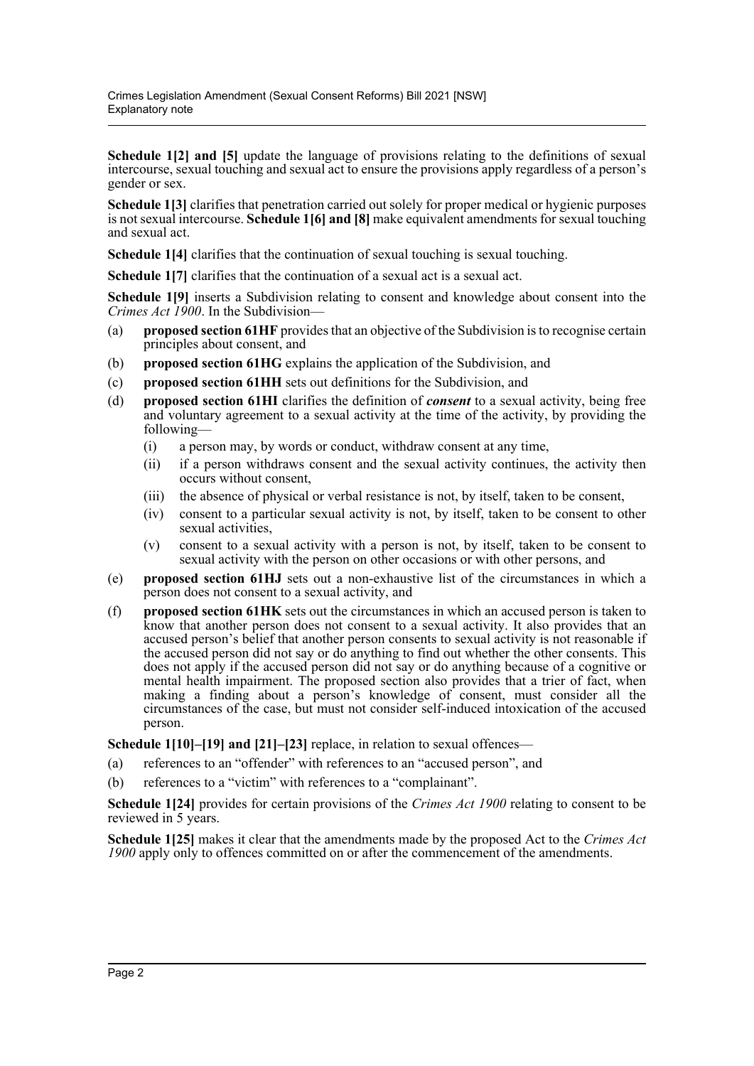**Schedule 1[2] and [5]** update the language of provisions relating to the definitions of sexual intercourse, sexual touching and sexual act to ensure the provisions apply regardless of a person's gender or sex.

**Schedule 1[3]** clarifies that penetration carried out solely for proper medical or hygienic purposes is not sexual intercourse. **Schedule 1[6] and [8]** make equivalent amendments for sexual touching and sexual act.

**Schedule 1[4]** clarifies that the continuation of sexual touching is sexual touching.

**Schedule 1[7]** clarifies that the continuation of a sexual act is a sexual act.

**Schedule 1[9]** inserts a Subdivision relating to consent and knowledge about consent into the *Crimes Act 1900*. In the Subdivision—

(a) **proposed section 61HF** provides that an objective of the Subdivision is to recognise certain principles about consent, and

(b) **proposed section 61HG** explains the application of the Subdivision, and

(c) **proposed section 61HH** sets out definitions for the Subdivision, and

(d) **proposed section 61HI** clarifies the definition of ***consent*** to a sexual activity, being free and voluntary agreement to a sexual activity at the time of the activity, by providing the following—

  (i) a person may, by words or conduct, withdraw consent at any time,

  (ii) if a person withdraws consent and the sexual activity continues, the activity then occurs without consent,

  (iii) the absence of physical or verbal resistance is not, by itself, taken to be consent,

  (iv) consent to a particular sexual activity is not, by itself, taken to be consent to other sexual activities,

  (v) consent to a sexual activity with a person is not, by itself, taken to be consent to sexual activity with the person on other occasions or with other persons, and

(e) **proposed section 61HJ** sets out a non-exhaustive list of the circumstances in which a person does not consent to a sexual activity, and

(f) **proposed section 61HK** sets out the circumstances in which an accused person is taken to know that another person does not consent to a sexual activity. It also provides that an accused person's belief that another person consents to sexual activity is not reasonable if the accused person did not say or do anything to find out whether the other consents. This does not apply if the accused person did not say or do anything because of a cognitive or mental health impairment. The proposed section also provides that a trier of fact, when making a finding about a person's knowledge of consent, must consider all the circumstances of the case, but must not consider self-induced intoxication of the accused person.

**Schedule 1[10]–[19] and [21]–[23]** replace, in relation to sexual offences—

(a) references to an "offender" with references to an "accused person", and

(b) references to a "victim" with references to a "complainant".

**Schedule 1[24]** provides for certain provisions of the *Crimes Act 1900* relating to consent to be reviewed in 5 years.

**Schedule 1[25]** makes it clear that the amendments made by the proposed Act to the *Crimes Act 1900* apply only to offences committed on or after the commencement of the amendments.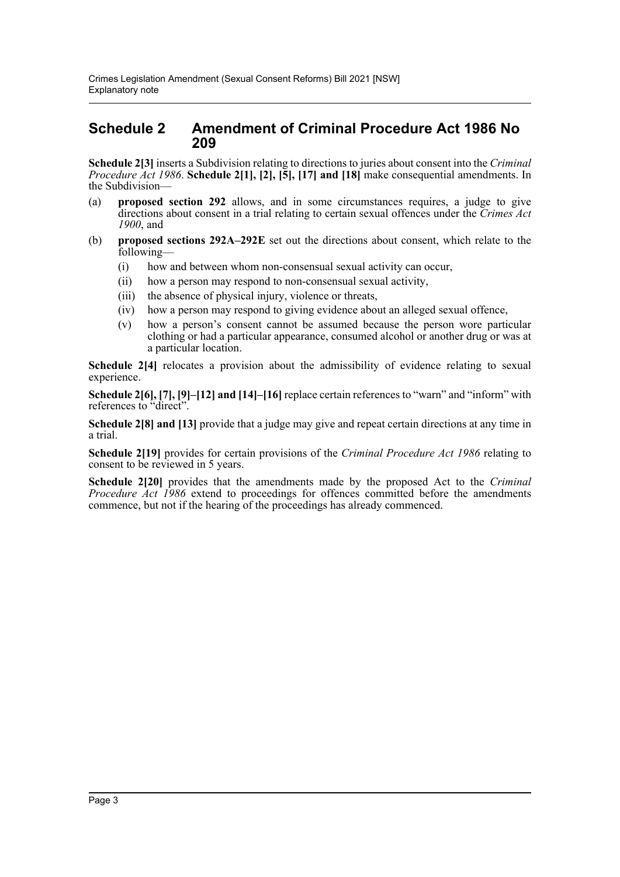## Schedule 2 Amendment of Criminal Procedure Act 1986 No 209

**Schedule 2[3]** inserts a Subdivision relating to directions to juries about consent into the *Criminal Procedure Act 1986*. **Schedule 2[1], [2], [5], [17] and [18]** make consequential amendments. In the Subdivision—

(a) **proposed section 292** allows, and in some circumstances requires, a judge to give directions about consent in a trial relating to certain sexual offences under the *Crimes Act 1900*, and

(b) **proposed sections 292A–292E** set out the directions about consent, which relate to the following—

   (i) how and between whom non-consensual sexual activity can occur,

   (ii) how a person may respond to non-consensual sexual activity,

   (iii) the absence of physical injury, violence or threats,

   (iv) how a person may respond to giving evidence about an alleged sexual offence,

   (v) how a person's consent cannot be assumed because the person wore particular clothing or had a particular appearance, consumed alcohol or another drug or was at a particular location.

**Schedule 2[4]** relocates a provision about the admissibility of evidence relating to sexual experience.

**Schedule 2[6], [7], [9]–[12] and [14]–[16]** replace certain references to "warn" and "inform" with references to "direct".

**Schedule 2[8] and [13]** provide that a judge may give and repeat certain directions at any time in a trial.

**Schedule 2[19]** provides for certain provisions of the *Criminal Procedure Act 1986* relating to consent to be reviewed in 5 years.

**Schedule 2[20]** provides that the amendments made by the proposed Act to the *Criminal Procedure Act 1986* extend to proceedings for offences committed before the amendments commence, but not if the hearing of the proceedings has already commenced.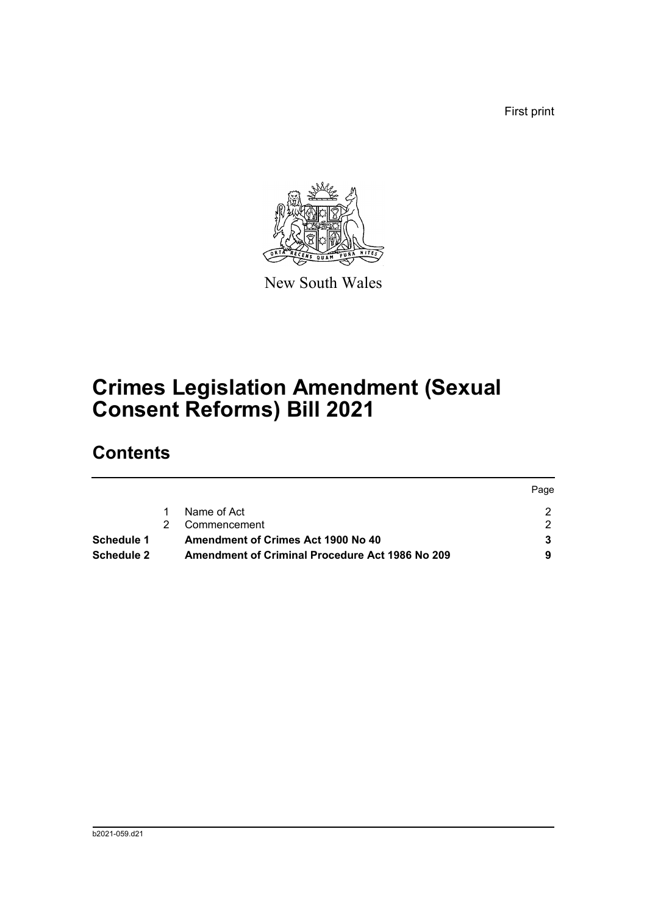First print

New South Wales

# Crimes Legislation Amendment (Sexual Consent Reforms) Bill 2021

## Contents

| | | | Page |
|---|---|---|---|
| | 1 | Name of Act | 2 |
| | 2 | Commencement | 2 |
| **Schedule 1** | | **Amendment of Crimes Act 1900 No 40** | **3** |
| **Schedule 2** | | **Amendment of Criminal Procedure Act 1986 No 209** | **9** |

b2021-059.d21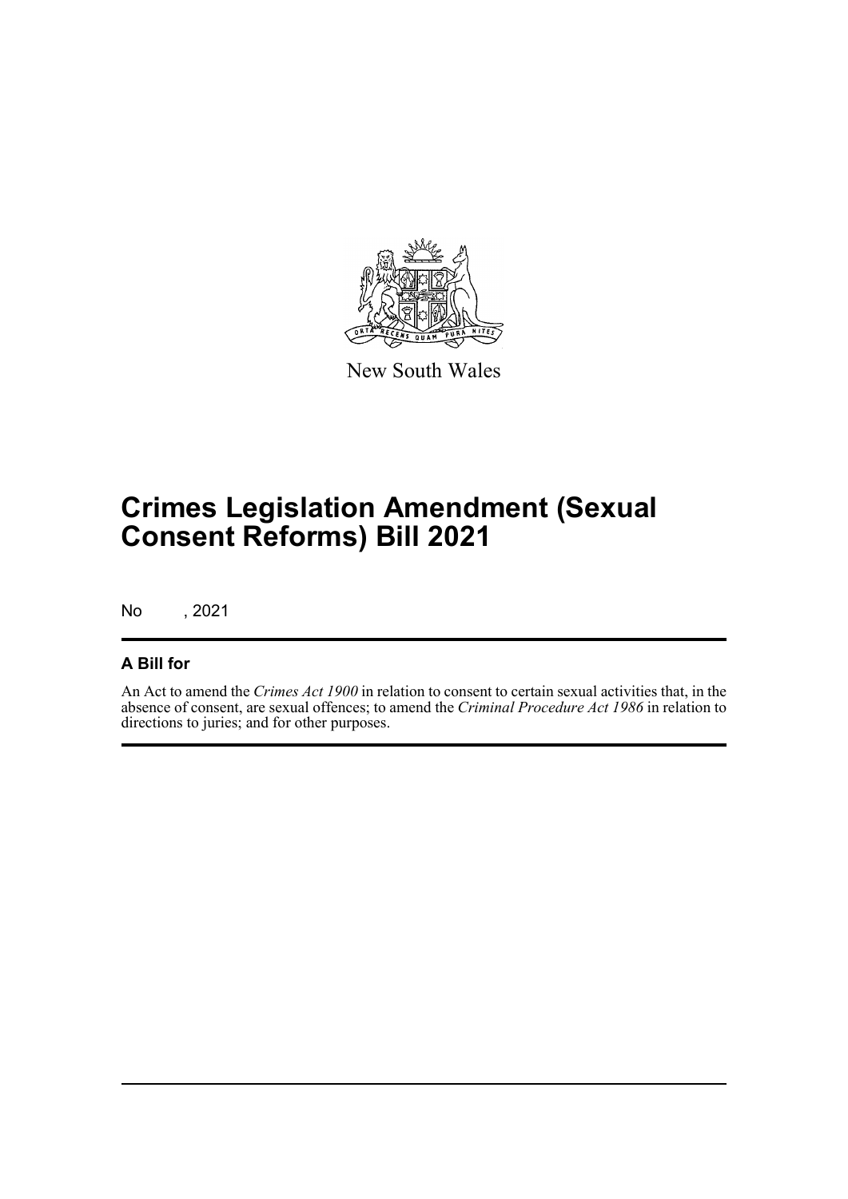New South Wales

# Crimes Legislation Amendment (Sexual Consent Reforms) Bill 2021

No , 2021

## A Bill for

An Act to amend the *Crimes Act 1900* in relation to consent to certain sexual activities that, in the absence of consent, are sexual offences; to amend the *Criminal Procedure Act 1986* in relation to directions to juries; and for other purposes.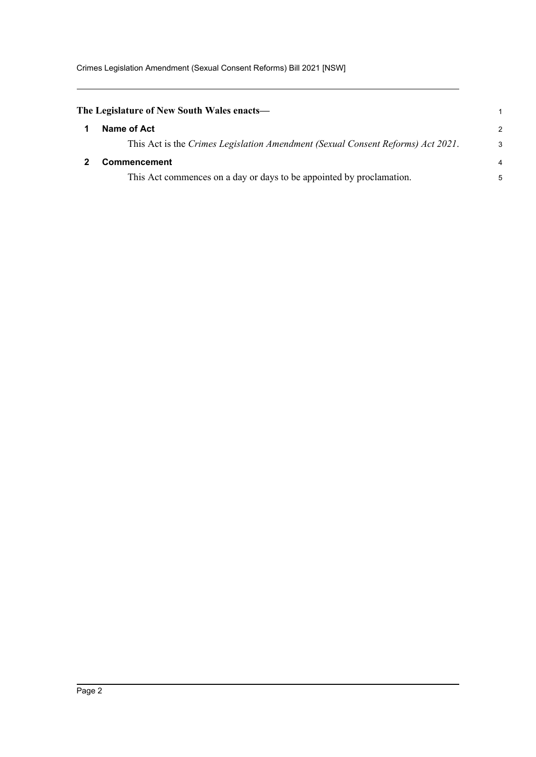**The Legislature of New South Wales enacts—**

## 1 Name of Act

This Act is the *Crimes Legislation Amendment (Sexual Consent Reforms) Act 2021*.

## 2 Commencement

This Act commences on a day or days to be appointed by proclamation.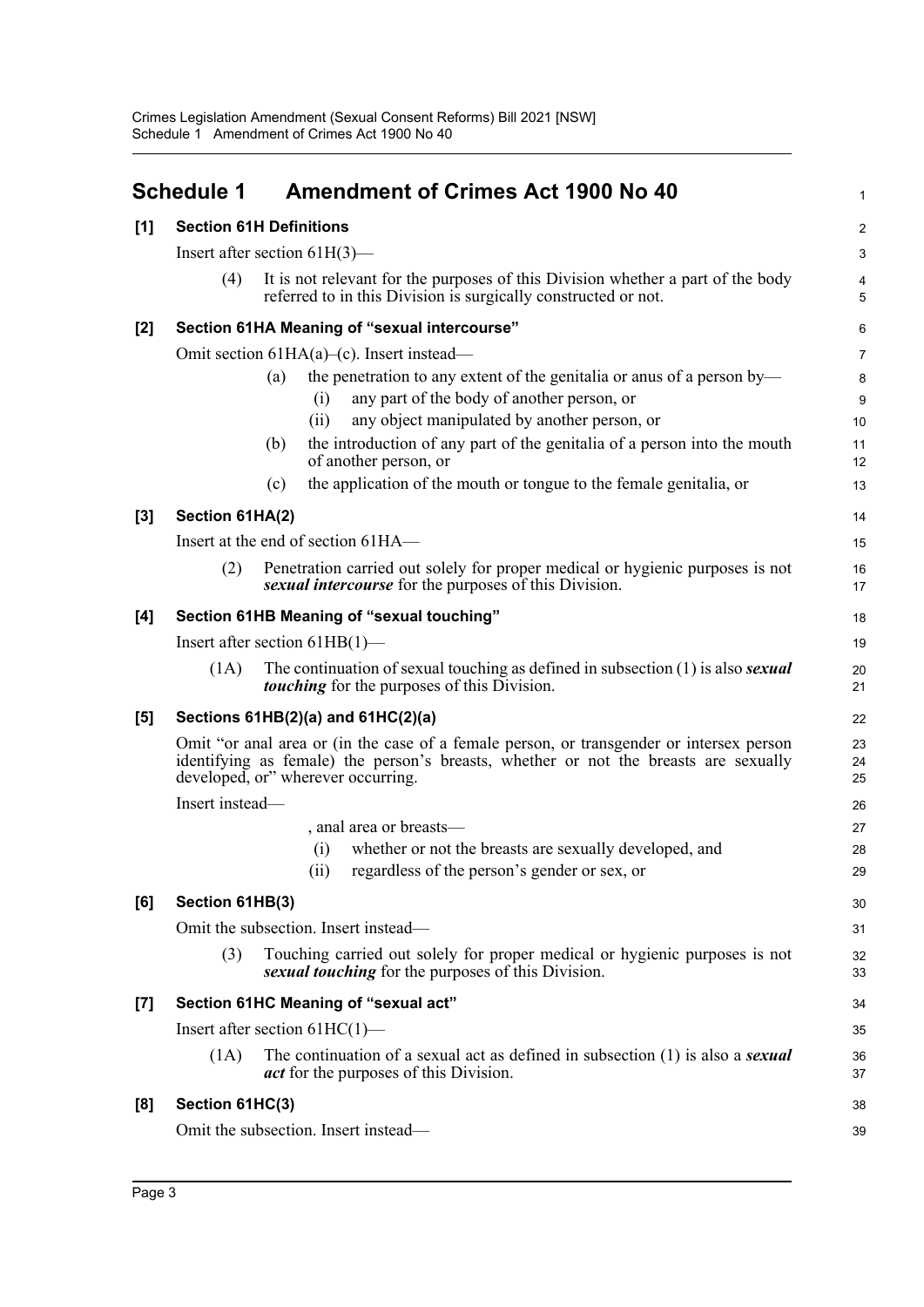# Schedule 1 Amendment of Crimes Act 1900 No 40

## [1] Section 61H Definitions

Insert after section 61H(3)—

(4) It is not relevant for the purposes of this Division whether a part of the body referred to in this Division is surgically constructed or not.

## [2] Section 61HA Meaning of "sexual intercourse"

Omit section 61HA(a)–(c). Insert instead—

(a) the penetration to any extent of the genitalia or anus of a person by—

(i) any part of the body of another person, or

(ii) any object manipulated by another person, or

(b) the introduction of any part of the genitalia of a person into the mouth of another person, or

(c) the application of the mouth or tongue to the female genitalia, or

## [3] Section 61HA(2)

Insert at the end of section 61HA—

(2) Penetration carried out solely for proper medical or hygienic purposes is not ***sexual intercourse*** for the purposes of this Division.

## [4] Section 61HB Meaning of "sexual touching"

Insert after section 61HB(1)—

(1A) The continuation of sexual touching as defined in subsection (1) is also ***sexual touching*** for the purposes of this Division.

## [5] Sections 61HB(2)(a) and 61HC(2)(a)

Omit "or anal area or (in the case of a female person, or transgender or intersex person identifying as female) the person's breasts, whether or not the breasts are sexually developed, or" wherever occurring.

Insert instead—

, anal area or breasts—

(i) whether or not the breasts are sexually developed, and

(ii) regardless of the person's gender or sex, or

## [6] Section 61HB(3)

Omit the subsection. Insert instead—

(3) Touching carried out solely for proper medical or hygienic purposes is not ***sexual touching*** for the purposes of this Division.

## [7] Section 61HC Meaning of "sexual act"

Insert after section 61HC(1)—

(1A) The continuation of a sexual act as defined in subsection (1) is also a ***sexual act*** for the purposes of this Division.

## [8] Section 61HC(3)

Omit the subsection. Insert instead—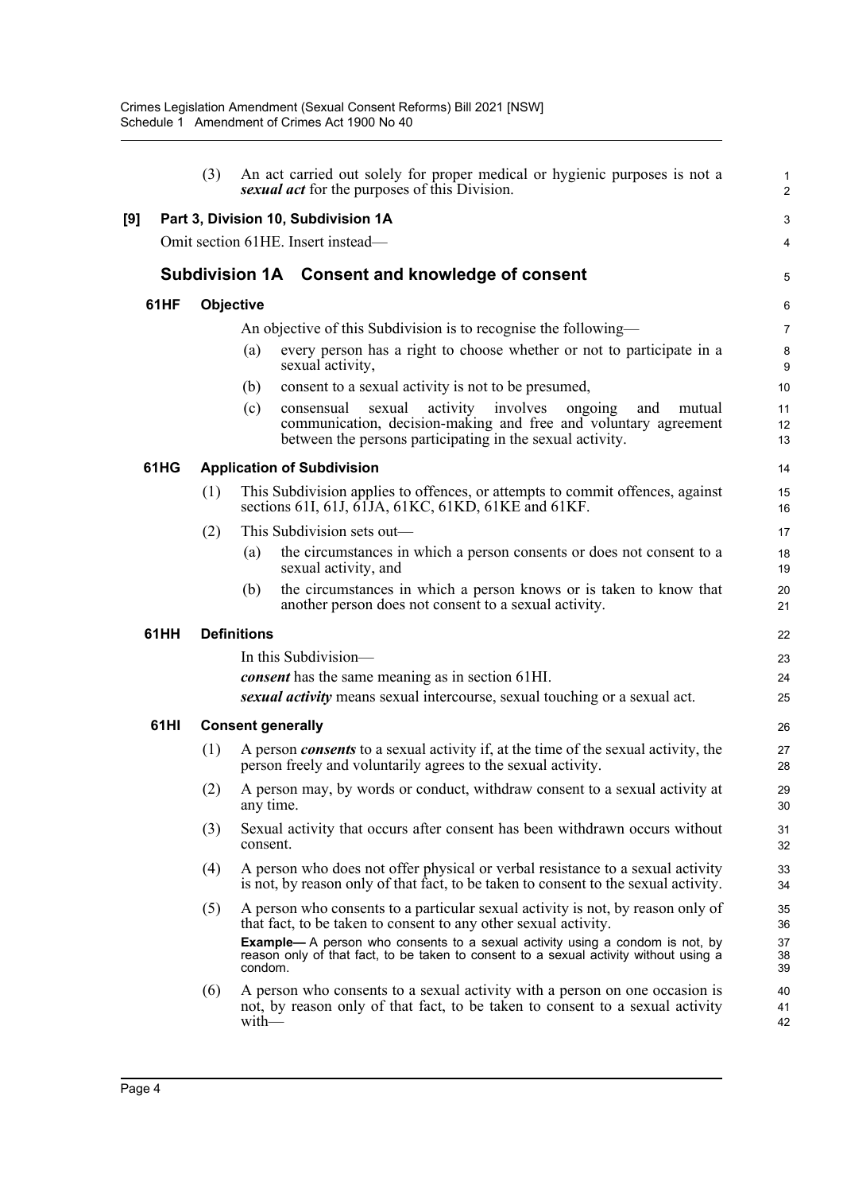(3) An act carried out solely for proper medical or hygienic purposes is not a ***sexual act*** for the purposes of this Division.

**[9] Part 3, Division 10, Subdivision 1A**

Omit section 61HE. Insert instead—

## Subdivision 1A Consent and knowledge of consent

### 61HF Objective

An objective of this Subdivision is to recognise the following—

(a) every person has a right to choose whether or not to participate in a sexual activity,

(b) consent to a sexual activity is not to be presumed,

(c) consensual sexual activity involves ongoing and mutual communication, decision-making and free and voluntary agreement between the persons participating in the sexual activity.

### 61HG Application of Subdivision

(1) This Subdivision applies to offences, or attempts to commit offences, against sections 61I, 61J, 61JA, 61KC, 61KD, 61KE and 61KF.

(2) This Subdivision sets out—

(a) the circumstances in which a person consents or does not consent to a sexual activity, and

(b) the circumstances in which a person knows or is taken to know that another person does not consent to a sexual activity.

### 61HH Definitions

In this Subdivision—

***consent*** has the same meaning as in section 61HI.

***sexual activity*** means sexual intercourse, sexual touching or a sexual act.

### 61HI Consent generally

(1) A person ***consents*** to a sexual activity if, at the time of the sexual activity, the person freely and voluntarily agrees to the sexual activity.

(2) A person may, by words or conduct, withdraw consent to a sexual activity at any time.

(3) Sexual activity that occurs after consent has been withdrawn occurs without consent.

(4) A person who does not offer physical or verbal resistance to a sexual activity is not, by reason only of that fact, to be taken to consent to the sexual activity.

(5) A person who consents to a particular sexual activity is not, by reason only of that fact, to be taken to consent to any other sexual activity.

**Example—** A person who consents to a sexual activity using a condom is not, by reason only of that fact, to be taken to consent to a sexual activity without using a condom.

(6) A person who consents to a sexual activity with a person on one occasion is not, by reason only of that fact, to be taken to consent to a sexual activity with—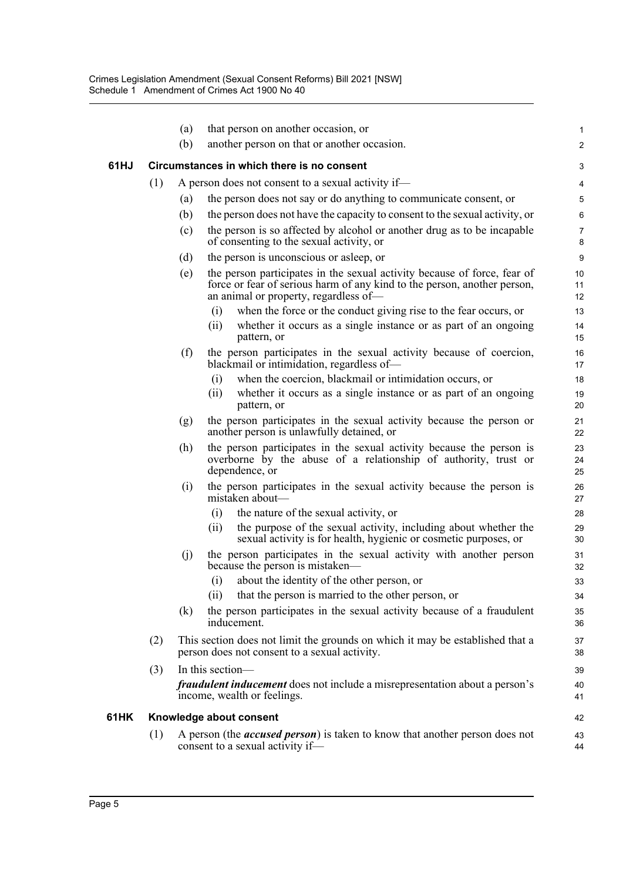(a) that person on another occasion, or

(b) another person on that or another occasion.

### 61HJ Circumstances in which there is no consent

(1) A person does not consent to a sexual activity if—

(a) the person does not say or do anything to communicate consent, or

(b) the person does not have the capacity to consent to the sexual activity, or

(c) the person is so affected by alcohol or another drug as to be incapable of consenting to the sexual activity, or

(d) the person is unconscious or asleep, or

(e) the person participates in the sexual activity because of force, fear of force or fear of serious harm of any kind to the person, another person, an animal or property, regardless of—

(i) when the force or the conduct giving rise to the fear occurs, or

(ii) whether it occurs as a single instance or as part of an ongoing pattern, or

(f) the person participates in the sexual activity because of coercion, blackmail or intimidation, regardless of—

(i) when the coercion, blackmail or intimidation occurs, or

(ii) whether it occurs as a single instance or as part of an ongoing pattern, or

(g) the person participates in the sexual activity because the person or another person is unlawfully detained, or

(h) the person participates in the sexual activity because the person is overborne by the abuse of a relationship of authority, trust or dependence, or

(i) the person participates in the sexual activity because the person is mistaken about—

(i) the nature of the sexual activity, or

(ii) the purpose of the sexual activity, including about whether the sexual activity is for health, hygienic or cosmetic purposes, or

(j) the person participates in the sexual activity with another person because the person is mistaken—

(i) about the identity of the other person, or

(ii) that the person is married to the other person, or

(k) the person participates in the sexual activity because of a fraudulent inducement.

(2) This section does not limit the grounds on which it may be established that a person does not consent to a sexual activity.

(3) In this section—

***fraudulent inducement*** does not include a misrepresentation about a person's income, wealth or feelings.

### 61HK Knowledge about consent

(1) A person (the ***accused person***) is taken to know that another person does not consent to a sexual activity if—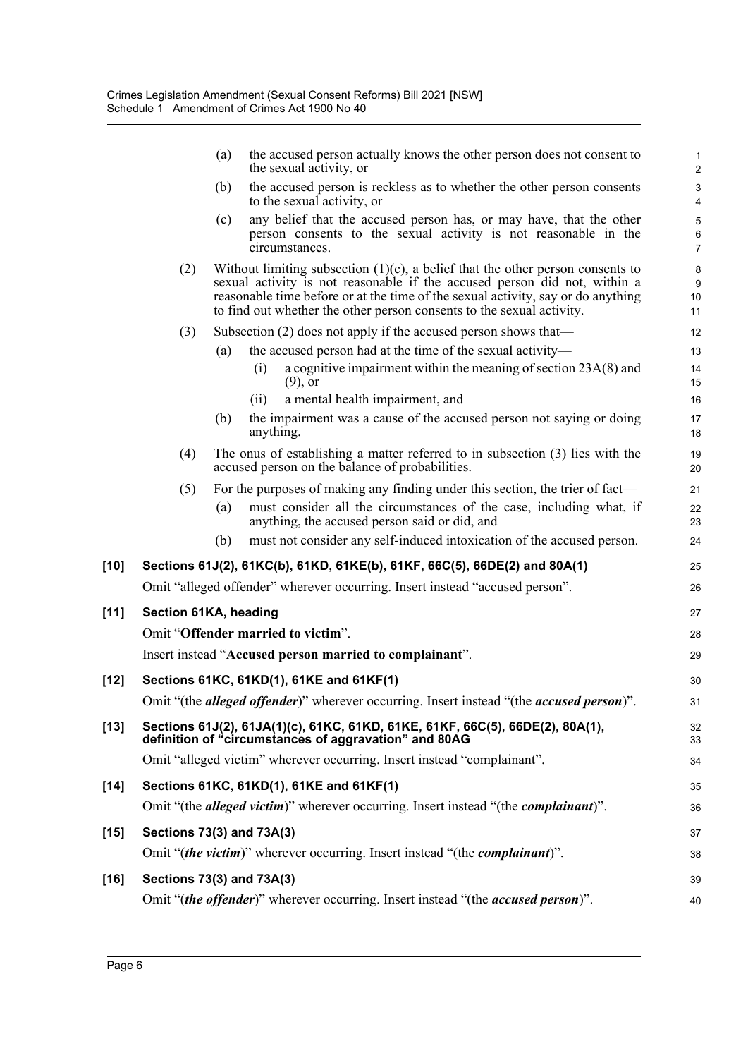(a) the accused person actually knows the other person does not consent to the sexual activity, or

(b) the accused person is reckless as to whether the other person consents to the sexual activity, or

(c) any belief that the accused person has, or may have, that the other person consents to the sexual activity is not reasonable in the circumstances.

(2) Without limiting subsection (1)(c), a belief that the other person consents to sexual activity is not reasonable if the accused person did not, within a reasonable time before or at the time of the sexual activity, say or do anything to find out whether the other person consents to the sexual activity.

(3) Subsection (2) does not apply if the accused person shows that—

(a) the accused person had at the time of the sexual activity—

(i) a cognitive impairment within the meaning of section 23A(8) and (9), or

(ii) a mental health impairment, and

(b) the impairment was a cause of the accused person not saying or doing anything.

(4) The onus of establishing a matter referred to in subsection (3) lies with the accused person on the balance of probabilities.

(5) For the purposes of making any finding under this section, the trier of fact—

(a) must consider all the circumstances of the case, including what, if anything, the accused person said or did, and

(b) must not consider any self-induced intoxication of the accused person.

**[10] Sections 61J(2), 61KC(b), 61KD, 61KE(b), 61KF, 66C(5), 66DE(2) and 80A(1)**

Omit "alleged offender" wherever occurring. Insert instead "accused person".

**[11] Section 61KA, heading**

Omit "**Offender married to victim**".

Insert instead "**Accused person married to complainant**".

**[12] Sections 61KC, 61KD(1), 61KE and 61KF(1)**

Omit "(the ***alleged offender***)" wherever occurring. Insert instead "(the ***accused person***)".

**[13] Sections 61J(2), 61JA(1)(c), 61KC, 61KD, 61KE, 61KF, 66C(5), 66DE(2), 80A(1), definition of "circumstances of aggravation" and 80AG**

Omit "alleged victim" wherever occurring. Insert instead "complainant".

**[14] Sections 61KC, 61KD(1), 61KE and 61KF(1)**

Omit "(the ***alleged victim***)" wherever occurring. Insert instead "(the ***complainant***)".

**[15] Sections 73(3) and 73A(3)**

Omit "(***the victim***)" wherever occurring. Insert instead "(the ***complainant***)".

**[16] Sections 73(3) and 73A(3)**

Omit "(***the offender***)" wherever occurring. Insert instead "(the ***accused person***)".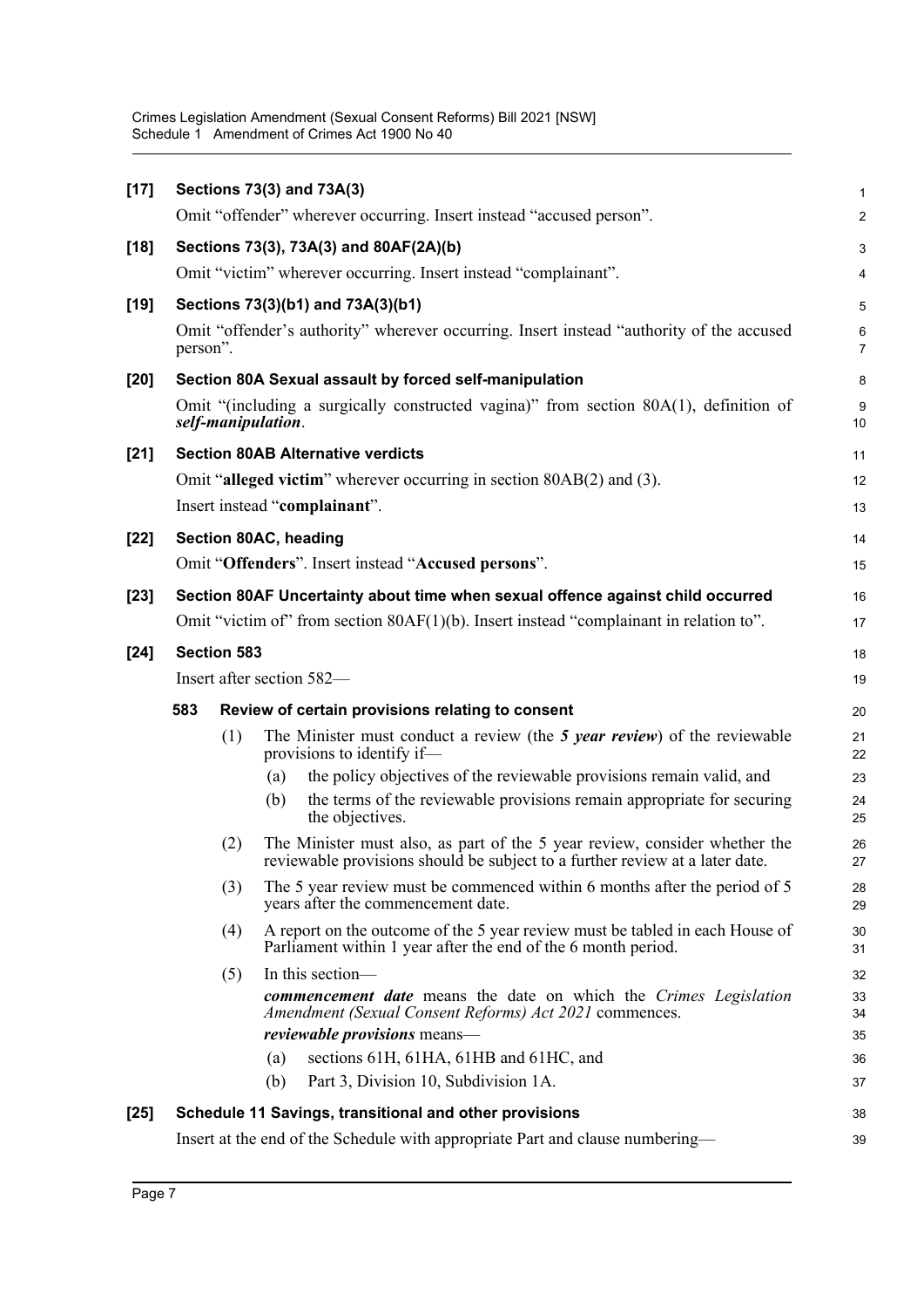**[17] Sections 73(3) and 73A(3)**

Omit "offender" wherever occurring. Insert instead "accused person".

**[18] Sections 73(3), 73A(3) and 80AF(2A)(b)**

Omit "victim" wherever occurring. Insert instead "complainant".

**[19] Sections 73(3)(b1) and 73A(3)(b1)**

Omit "offender's authority" wherever occurring. Insert instead "authority of the accused person".

**[20] Section 80A Sexual assault by forced self-manipulation**

Omit "(including a surgically constructed vagina)" from section 80A(1), definition of ***self-manipulation***.

**[21] Section 80AB Alternative verdicts**

Omit "**alleged victim**" wherever occurring in section 80AB(2) and (3).

Insert instead "**complainant**".

**[22] Section 80AC, heading**

Omit "**Offenders**". Insert instead "**Accused persons**".

**[23] Section 80AF Uncertainty about time when sexual offence against child occurred**

Omit "victim of" from section 80AF(1)(b). Insert instead "complainant in relation to".

**[24] Section 583**

Insert after section 582—

**583 Review of certain provisions relating to consent**

(1) The Minister must conduct a review (the ***5 year review***) of the reviewable provisions to identify if—

(a) the policy objectives of the reviewable provisions remain valid, and

(b) the terms of the reviewable provisions remain appropriate for securing the objectives.

(2) The Minister must also, as part of the 5 year review, consider whether the reviewable provisions should be subject to a further review at a later date.

(3) The 5 year review must be commenced within 6 months after the period of 5 years after the commencement date.

(4) A report on the outcome of the 5 year review must be tabled in each House of Parliament within 1 year after the end of the 6 month period.

(5) In this section—

***commencement date*** means the date on which the *Crimes Legislation Amendment (Sexual Consent Reforms) Act 2021* commences.

***reviewable provisions*** means—

(a) sections 61H, 61HA, 61HB and 61HC, and

(b) Part 3, Division 10, Subdivision 1A.

**[25] Schedule 11 Savings, transitional and other provisions**

Insert at the end of the Schedule with appropriate Part and clause numbering—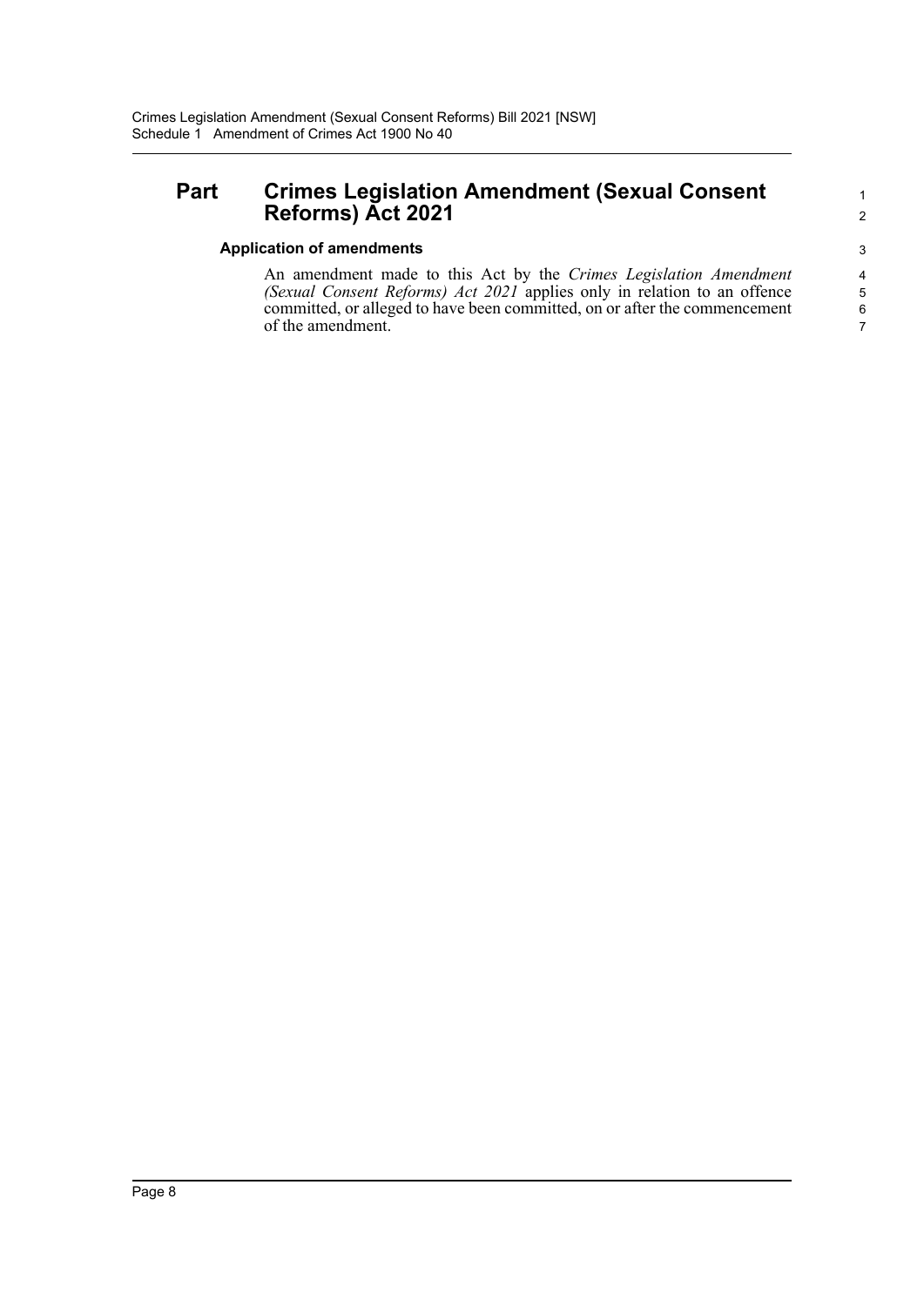## Part Crimes Legislation Amendment (Sexual Consent Reforms) Act 2021

### Application of amendments

An amendment made to this Act by the *Crimes Legislation Amendment (Sexual Consent Reforms) Act 2021* applies only in relation to an offence committed, or alleged to have been committed, on or after the commencement of the amendment.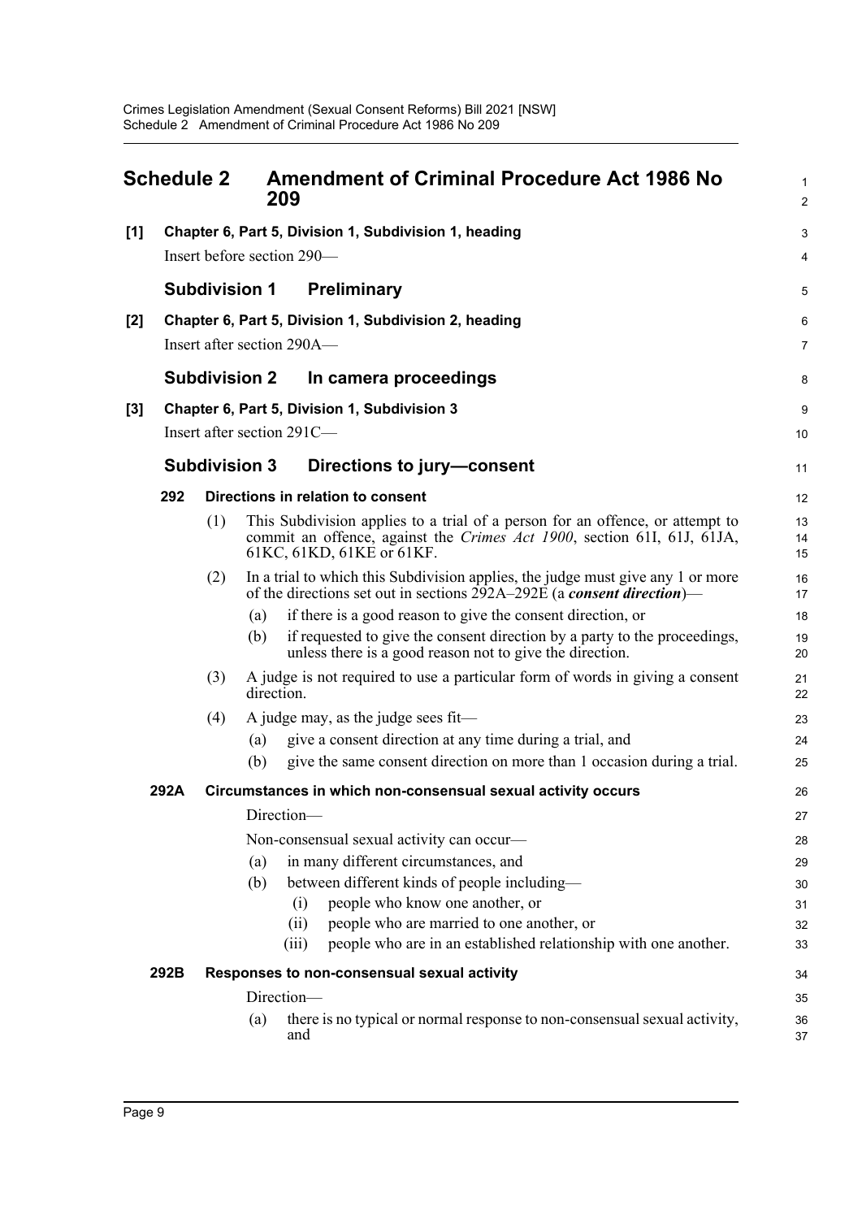## Schedule 2 Amendment of Criminal Procedure Act 1986 No 209

**[1] Chapter 6, Part 5, Division 1, Subdivision 1, heading**

Insert before section 290—

### Subdivision 1 Preliminary

**[2] Chapter 6, Part 5, Division 1, Subdivision 2, heading**

Insert after section 290A—

### Subdivision 2 In camera proceedings

**[3] Chapter 6, Part 5, Division 1, Subdivision 3**

Insert after section 291C—

### Subdivision 3 Directions to jury—consent

**292 Directions in relation to consent**

(1) This Subdivision applies to a trial of a person for an offence, or attempt to commit an offence, against the *Crimes Act 1900*, section 61I, 61J, 61JA, 61KC, 61KD, 61KE or 61KF.

(2) In a trial to which this Subdivision applies, the judge must give any 1 or more of the directions set out in sections 292A–292E (a ***consent direction***)—

- (a) if there is a good reason to give the consent direction, or
- (b) if requested to give the consent direction by a party to the proceedings, unless there is a good reason not to give the direction.

(3) A judge is not required to use a particular form of words in giving a consent direction.

(4) A judge may, as the judge sees fit—

- (a) give a consent direction at any time during a trial, and
- (b) give the same consent direction on more than 1 occasion during a trial.

**292A Circumstances in which non-consensual sexual activity occurs**

Direction—

Non-consensual sexual activity can occur—

- (a) in many different circumstances, and
- (b) between different kinds of people including—
  - (i) people who know one another, or
  - (ii) people who are married to one another, or
  - (iii) people who are in an established relationship with one another.

**292B Responses to non-consensual sexual activity**

Direction—

- (a) there is no typical or normal response to non-consensual sexual activity, and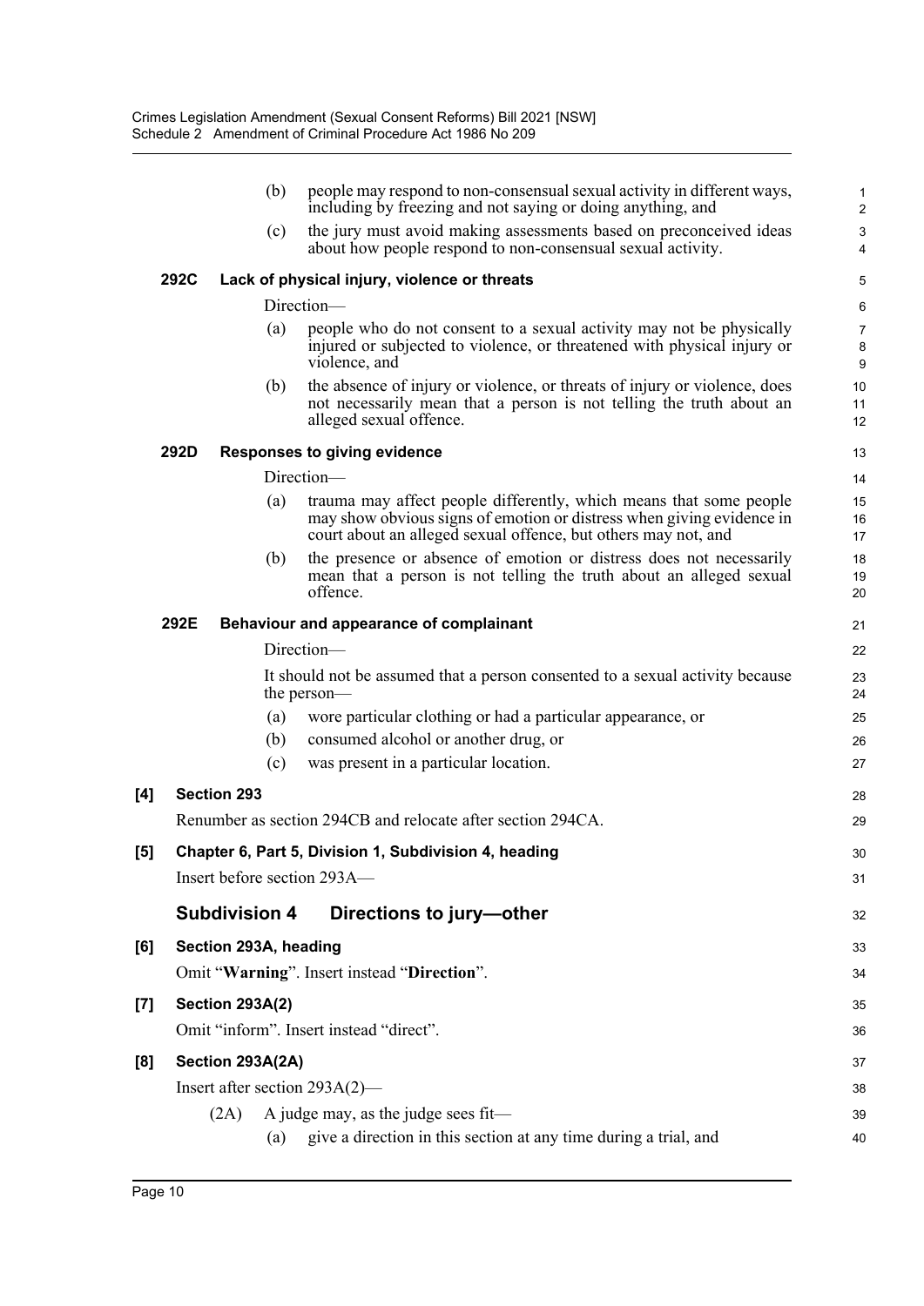(b) people may respond to non-consensual sexual activity in different ways, including by freezing and not saying or doing anything, and

(c) the jury must avoid making assessments based on preconceived ideas about how people respond to non-consensual sexual activity.

**292C Lack of physical injury, violence or threats**

Direction—

(a) people who do not consent to a sexual activity may not be physically injured or subjected to violence, or threatened with physical injury or violence, and

(b) the absence of injury or violence, or threats of injury or violence, does not necessarily mean that a person is not telling the truth about an alleged sexual offence.

**292D Responses to giving evidence**

Direction—

(a) trauma may affect people differently, which means that some people may show obvious signs of emotion or distress when giving evidence in court about an alleged sexual offence, but others may not, and

(b) the presence or absence of emotion or distress does not necessarily mean that a person is not telling the truth about an alleged sexual offence.

**292E Behaviour and appearance of complainant**

Direction—

It should not be assumed that a person consented to a sexual activity because the person—

(a) wore particular clothing or had a particular appearance, or

(b) consumed alcohol or another drug, or

(c) was present in a particular location.

**[4] Section 293**

Renumber as section 294CB and relocate after section 294CA.

**[5] Chapter 6, Part 5, Division 1, Subdivision 4, heading**

Insert before section 293A—

## Subdivision 4 Directions to jury—other

**[6] Section 293A, heading**

Omit "**Warning**". Insert instead "**Direction**".

**[7] Section 293A(2)**

Omit "inform". Insert instead "direct".

**[8] Section 293A(2A)**

Insert after section 293A(2)—

(2A) A judge may, as the judge sees fit—

(a) give a direction in this section at any time during a trial, and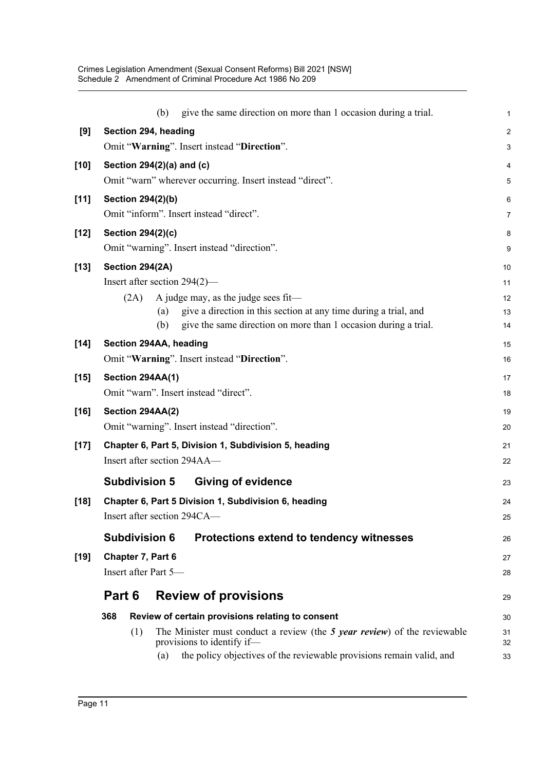(b) give the same direction on more than 1 occasion during a trial.

**[9] Section 294, heading**

Omit "**Warning**". Insert instead "**Direction**".

**[10] Section 294(2)(a) and (c)**

Omit "warn" wherever occurring. Insert instead "direct".

**[11] Section 294(2)(b)**

Omit "inform". Insert instead "direct".

**[12] Section 294(2)(c)**

Omit "warning". Insert instead "direction".

**[13] Section 294(2A)**

Insert after section 294(2)—

(2A) A judge may, as the judge sees fit—

(a) give a direction in this section at any time during a trial, and

(b) give the same direction on more than 1 occasion during a trial.

**[14] Section 294AA, heading**

Omit "**Warning**". Insert instead "**Direction**".

**[15] Section 294AA(1)**

Omit "warn". Insert instead "direct".

**[16] Section 294AA(2)**

Omit "warning". Insert instead "direction".

**[17] Chapter 6, Part 5, Division 1, Subdivision 5, heading**

Insert after section 294AA—

## Subdivision 5 Giving of evidence

**[18] Chapter 6, Part 5 Division 1, Subdivision 6, heading**

Insert after section 294CA—

## Subdivision 6 Protections extend to tendency witnesses

**[19] Chapter 7, Part 6**

Insert after Part 5—

# Part 6 Review of provisions

### 368 Review of certain provisions relating to consent

(1) The Minister must conduct a review (the ***5 year review***) of the reviewable provisions to identify if—

(a) the policy objectives of the reviewable provisions remain valid, and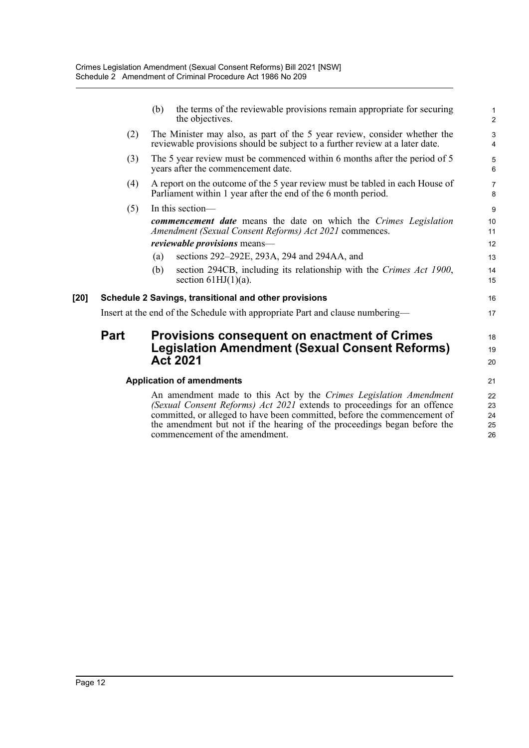(b) the terms of the reviewable provisions remain appropriate for securing the objectives.

(2) The Minister may also, as part of the 5 year review, consider whether the reviewable provisions should be subject to a further review at a later date.

(3) The 5 year review must be commenced within 6 months after the period of 5 years after the commencement date.

(4) A report on the outcome of the 5 year review must be tabled in each House of Parliament within 1 year after the end of the 6 month period.

(5) In this section—

***commencement date*** means the date on which the *Crimes Legislation Amendment (Sexual Consent Reforms) Act 2021* commences.

***reviewable provisions*** means—

(a) sections 292–292E, 293A, 294 and 294AA, and

(b) section 294CB, including its relationship with the *Crimes Act 1900*, section 61HJ(1)(a).

**[20] Schedule 2 Savings, transitional and other provisions**

Insert at the end of the Schedule with appropriate Part and clause numbering—

## Part Provisions consequent on enactment of Crimes Legislation Amendment (Sexual Consent Reforms) Act 2021

### Application of amendments

An amendment made to this Act by the *Crimes Legislation Amendment (Sexual Consent Reforms) Act 2021* extends to proceedings for an offence committed, or alleged to have been committed, before the commencement of the amendment but not if the hearing of the proceedings began before the commencement of the amendment.